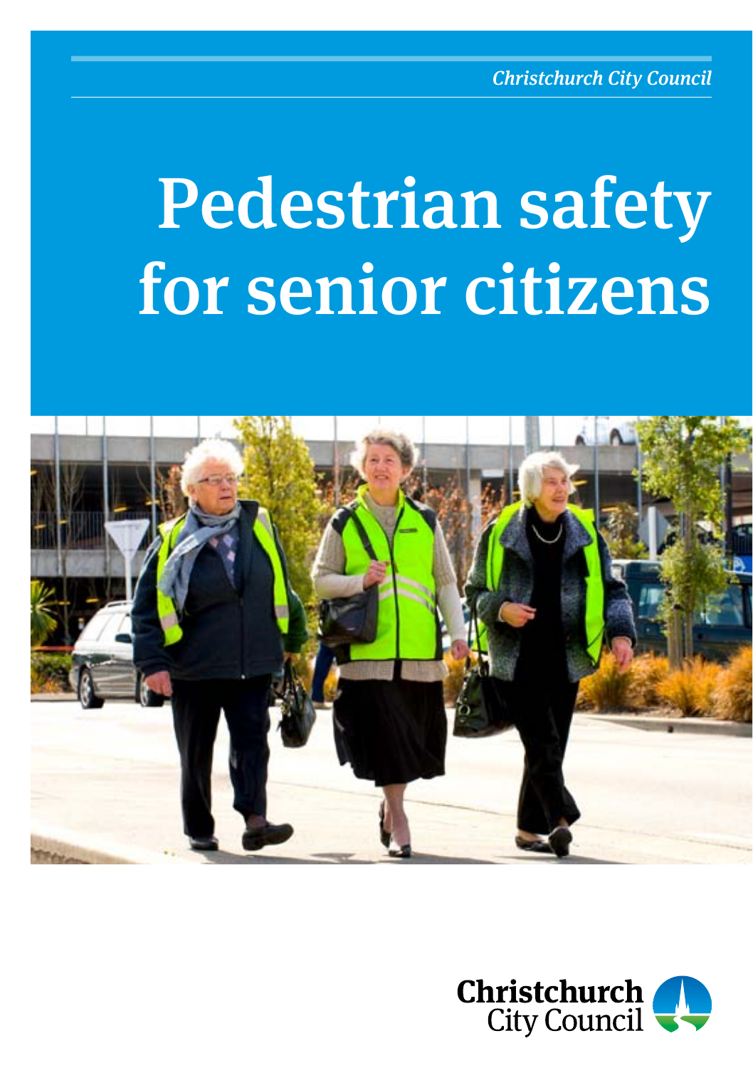*Christchurch City Council*

# Pedestrian safety for senior citizens

Christchurch City Council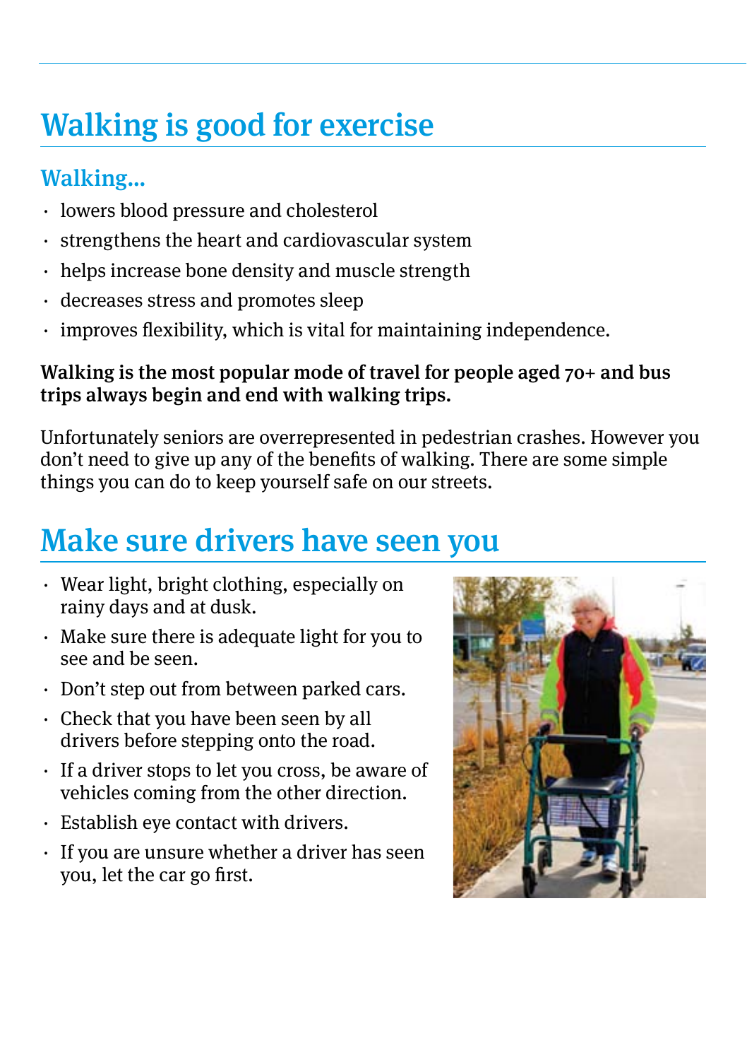# Walking is good for exercise

## Walking...

- lowers blood pressure and cholesterol
- strengthens the heart and cardiovascular system
- helps increase bone density and muscle strength
- decreases stress and promotes sleep
- improves flexibility, which is vital for maintaining independence.

**Walking is the most popular mode of travel for people aged 70+ and bus trips always begin and end with walking trips.**

Unfortunately seniors are overrepresented in pedestrian crashes. However you don't need to give up any of the benefits of walking. There are some simple things you can do to keep yourself safe on our streets.

# Make sure drivers have seen you

- Wear light, bright clothing, especially on rainy days and at dusk.
- Make sure there is adequate light for you to see and be seen.
- Don't step out from between parked cars.
- Check that you have been seen by all drivers before stepping onto the road.
- If a driver stops to let you cross, be aware of vehicles coming from the other direction.
- Establish eye contact with drivers.
- If you are unsure whether a driver has seen you, let the car go first.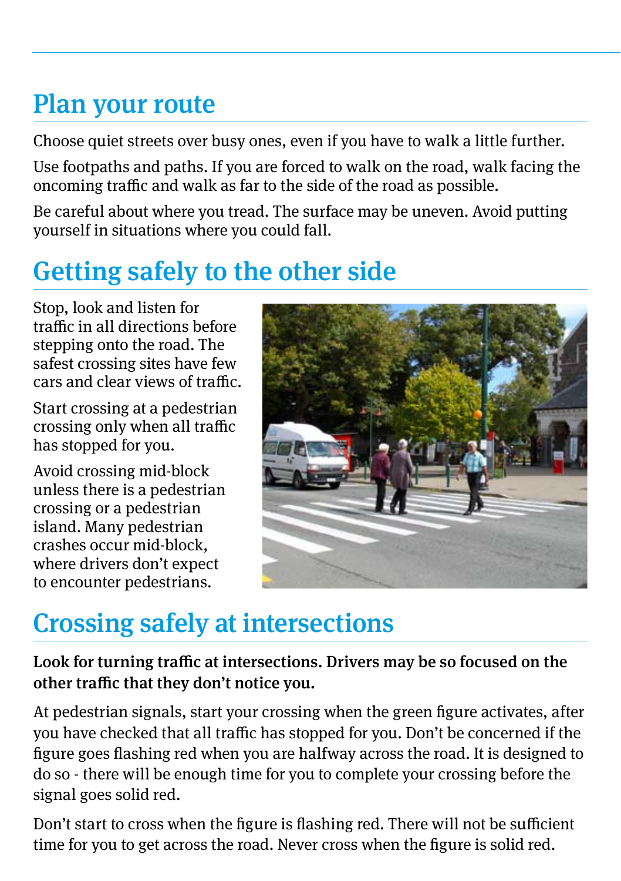## Plan your route

Choose quiet streets over busy ones, even if you have to walk a little further.

Use footpaths and paths. If you are forced to walk on the road, walk facing the oncoming traffic and walk as far to the side of the road as possible.

Be careful about where you tread. The surface may be uneven. Avoid putting yourself in situations where you could fall.

## Getting safely to the other side

Stop, look and listen for traffic in all directions before stepping onto the road. The safest crossing sites have few cars and clear views of traffic.

Start crossing at a pedestrian crossing only when all traffic has stopped for you.

Avoid crossing mid-block unless there is a pedestrian crossing or a pedestrian island. Many pedestrian crashes occur mid-block, where drivers don't expect to encounter pedestrians.

## Crossing safely at intersections

**Look for turning traffic at intersections. Drivers may be so focused on the other traffic that they don't notice you.**

At pedestrian signals, start your crossing when the green figure activates, after you have checked that all traffic has stopped for you. Don't be concerned if the figure goes flashing red when you are halfway across the road. It is designed to do so - there will be enough time for you to complete your crossing before the signal goes solid red.

Don't start to cross when the figure is flashing red. There will not be sufficient time for you to get across the road. Never cross when the figure is solid red.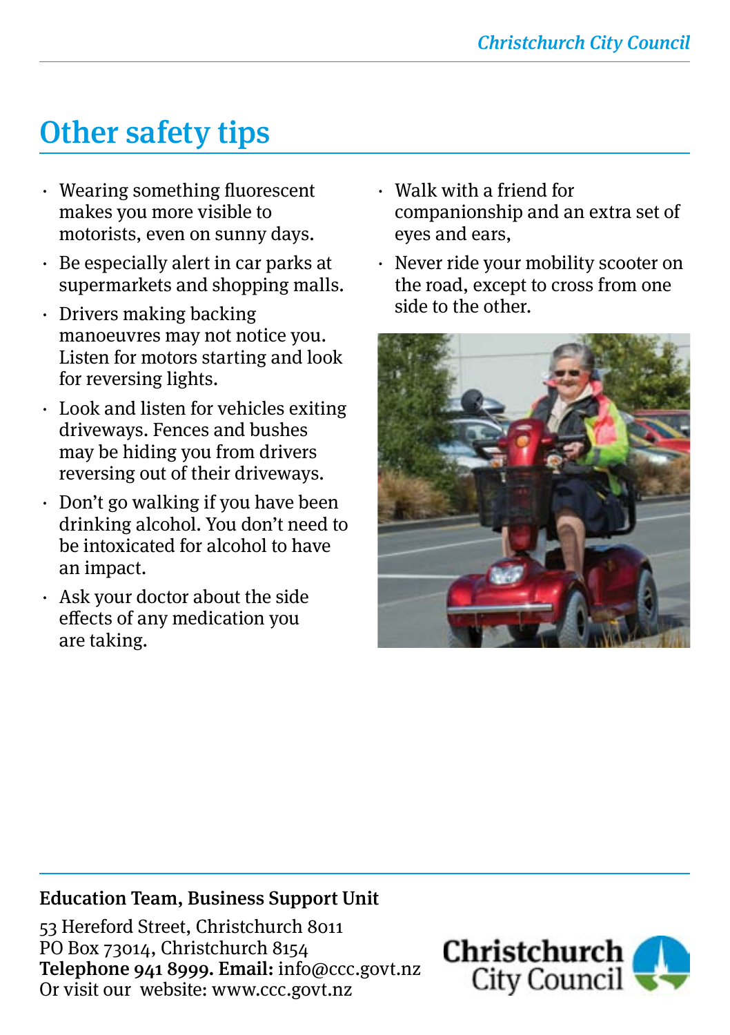## Other safety tips

- Wearing something fluorescent makes you more visible to motorists, even on sunny days.
- Be especially alert in car parks at supermarkets and shopping malls.
- Drivers making backing manoeuvres may not notice you. Listen for motors starting and look for reversing lights.
- Look and listen for vehicles exiting driveways. Fences and bushes may be hiding you from drivers reversing out of their driveways.
- Don't go walking if you have been drinking alcohol. You don't need to be intoxicated for alcohol to have an impact.
- Ask your doctor about the side effects of any medication you are taking.
- Walk with a friend for companionship and an extra set of eyes and ears,
- Never ride your mobility scooter on the road, except to cross from one side to the other.

**Education Team, Business Support Unit**

53 Hereford Street, Christchurch 8011
PO Box 73014, Christchurch 8154
**Telephone 941 8999. Email:** info@ccc.govt.nz
Or visit our website: www.ccc.govt.nz

Christchurch City Council